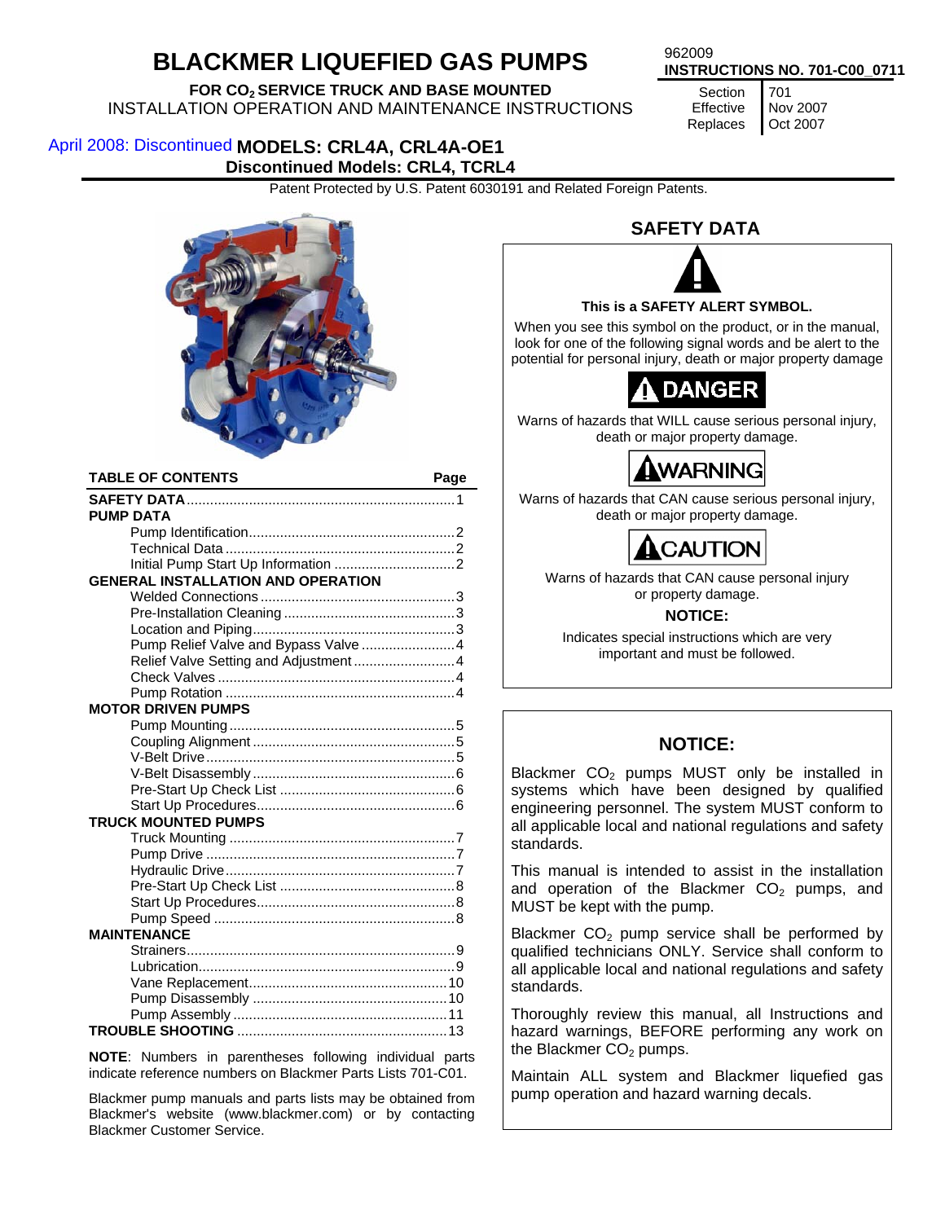# BLACKMER LIQUEFIED GAS PUMPS

**FOR $CO_2$ SERVICE TRUCK AND BASE MOUNTED**

INSTALLATION OPERATION AND MAINTENANCE INSTRUCTIONS

962009

**INSTRUCTIONS NO. 701-C00_0711**

| | |
|---|---|
| Section | 701 |
| Effective | Nov 2007 |
| Replaces | Oct 2007 |

April 2008: Discontinued **MODELS: CRL4A, CRL4A-OE1**

**Discontinued Models: CRL4, TCRL4**

Patent Protected by U.S. Patent 6030191 and Related Foreign Patents.

**TABLE OF CONTENTS** — **Page**

**SAFETY DATA** .......... 1

**PUMP DATA**
- Pump Identification .......... 2
- Technical Data .......... 2
- Initial Pump Start Up Information .......... 2

**GENERAL INSTALLATION AND OPERATION**
- Welded Connections .......... 3
- Pre-Installation Cleaning .......... 3
- Location and Piping .......... 3
- Pump Relief Valve and Bypass Valve .......... 4
- Relief Valve Setting and Adjustment .......... 4
- Check Valves .......... 4
- Pump Rotation .......... 4

**MOTOR DRIVEN PUMPS**
- Pump Mounting .......... 5
- Coupling Alignment .......... 5
- V-Belt Drive .......... 5
- V-Belt Disassembly .......... 6
- Pre-Start Up Check List .......... 6
- Start Up Procedures .......... 6

**TRUCK MOUNTED PUMPS**
- Truck Mounting .......... 7
- Pump Drive .......... 7
- Hydraulic Drive .......... 7
- Pre-Start Up Check List .......... 8
- Start Up Procedures .......... 8
- Pump Speed .......... 8

**MAINTENANCE**
- Strainers .......... 9
- Lubrication .......... 9
- Vane Replacement .......... 10
- Pump Disassembly .......... 10
- Pump Assembly .......... 11

**TROUBLE SHOOTING** .......... 13

**NOTE**: Numbers in parentheses following individual parts indicate reference numbers on Blackmer Parts Lists 701-C01.

Blackmer pump manuals and parts lists may be obtained from Blackmer's website (www.blackmer.com) or by contacting Blackmer Customer Service.

## SAFETY DATA

**This is a SAFETY ALERT SYMBOL.**

When you see this symbol on the product, or in the manual, look for one of the following signal words and be alert to the potential for personal injury, death or major property damage

**DANGER**

Warns of hazards that WILL cause serious personal injury, death or major property damage.

**WARNING**

Warns of hazards that CAN cause serious personal injury, death or major property damage.

**CAUTION**

Warns of hazards that CAN cause personal injury or property damage.

**NOTICE:**

Indicates special instructions which are very important and must be followed.

## NOTICE:

Blackmer $CO_2$ pumps MUST only be installed in systems which have been designed by qualified engineering personnel. The system MUST conform to all applicable local and national regulations and safety standards.

This manual is intended to assist in the installation and operation of the Blackmer $CO_2$ pumps, and MUST be kept with the pump.

Blackmer $CO_2$ pump service shall be performed by qualified technicians ONLY. Service shall conform to all applicable local and national regulations and safety standards.

Thoroughly review this manual, all Instructions and hazard warnings, BEFORE performing any work on the Blackmer $CO_2$ pumps.

Maintain ALL system and Blackmer liquefied gas pump operation and hazard warning decals.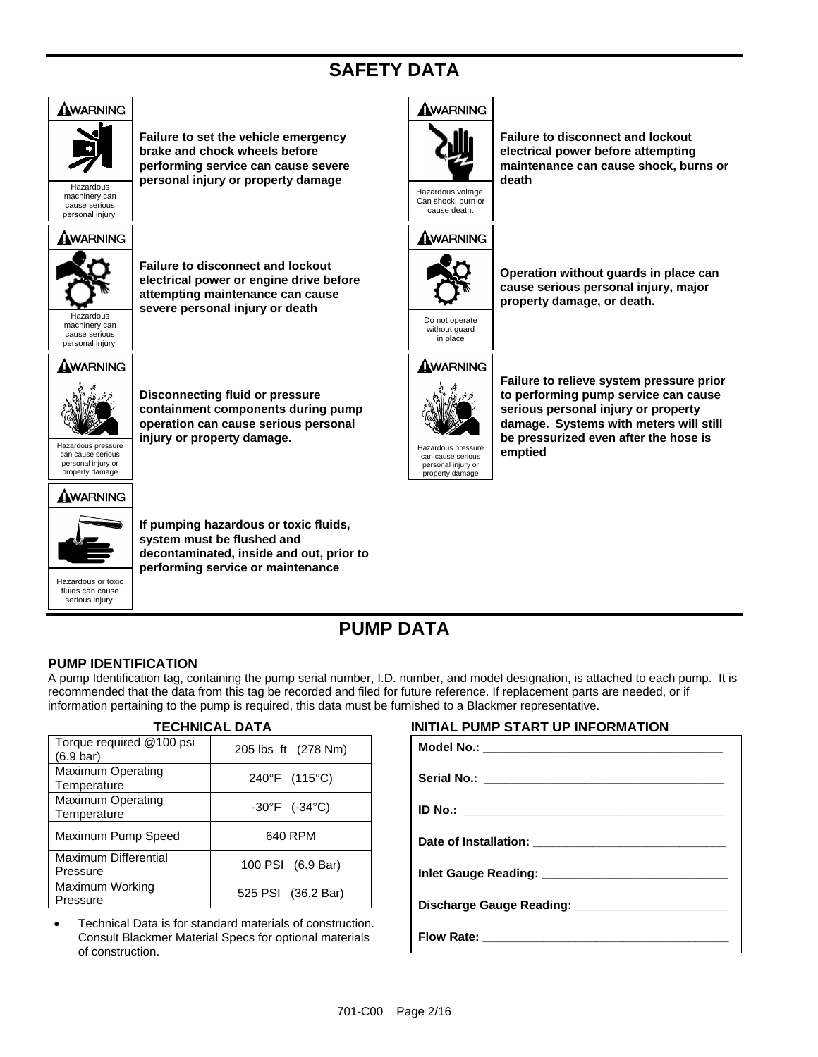# SAFETY DATA

**⚠WARNING**

Hazardous machinery can cause serious personal injury.

**Failure to set the vehicle emergency brake and chock wheels before performing service can cause severe personal injury or property damage**

**⚠WARNING**

Hazardous machinery can cause serious personal injury.

**Failure to disconnect and lockout electrical power or engine drive before attempting maintenance can cause severe personal injury or death**

**⚠WARNING**

Hazardous pressure can cause serious personal injury or property damage

**Disconnecting fluid or pressure containment components during pump operation can cause serious personal injury or property damage.**

**⚠WARNING**

Hazardous or toxic fluids can cause serious injury.

**If pumping hazardous or toxic fluids, system must be flushed and decontaminated, inside and out, prior to performing service or maintenance**

**⚠WARNING**

Hazardous voltage. Can shock, burn or cause death.

**Failure to disconnect and lockout electrical power before attempting maintenance can cause shock, burns or death**

**⚠WARNING**

Do not operate without guard in place

**Operation without guards in place can cause serious personal injury, major property damage, or death.**

**⚠WARNING**

Hazardous pressure can cause serious personal injury or property damage

**Failure to relieve system pressure prior to performing pump service can cause serious personal injury or property damage. Systems with meters will still be pressurized even after the hose is emptied**

# PUMP DATA

### PUMP IDENTIFICATION

A pump Identification tag, containing the pump serial number, I.D. number, and model designation, is attached to each pump. It is recommended that the data from this tag be recorded and filed for future reference. If replacement parts are needed, or if information pertaining to the pump is required, this data must be furnished to a Blackmer representative.

### TECHNICAL DATA

| | |
|---|---|
| Torque required @100 psi (6.9 bar) | 205 lbs ft (278 Nm) |
| Maximum Operating Temperature | 240°F (115°C) |
| Maximum Operating Temperature | -30°F (-34°C) |
| Maximum Pump Speed | 640 RPM |
| Maximum Differential Pressure | 100 PSI (6.9 Bar) |
| Maximum Working Pressure | 525 PSI (36.2 Bar) |

- Technical Data is for standard materials of construction. Consult Blackmer Material Specs for optional materials of construction.

### INITIAL PUMP START UP INFORMATION

**Model No.:** ____________________

**Serial No.:** ____________________

**ID No.:** ____________________

**Date of Installation:** ____________________

**Inlet Gauge Reading:** ____________________

**Discharge Gauge Reading:** ____________________

**Flow Rate:** ____________________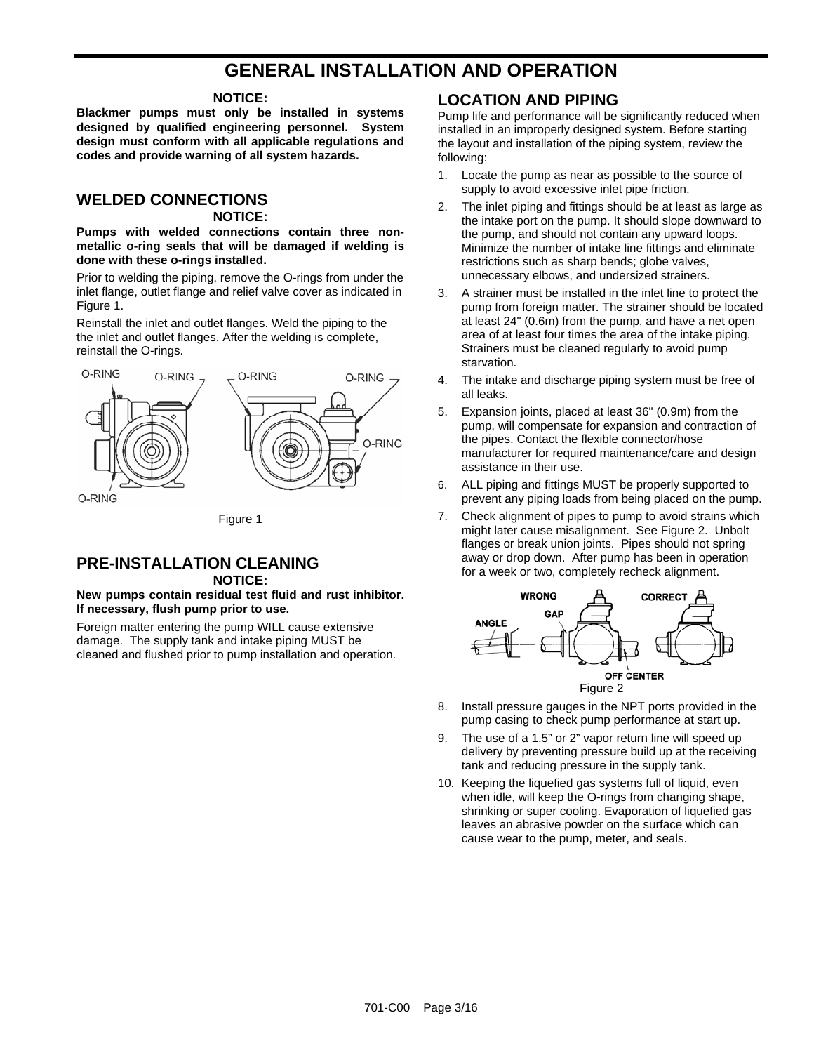# GENERAL INSTALLATION AND OPERATION

**NOTICE:**

**Blackmer pumps must only be installed in systems designed by qualified engineering personnel. System design must conform with all applicable regulations and codes and provide warning of all system hazards.**

## WELDED CONNECTIONS

**NOTICE:**

**Pumps with welded connections contain three non-metallic o-ring seals that will be damaged if welding is done with these o-rings installed.**

Prior to welding the piping, remove the O-rings from under the inlet flange, outlet flange and relief valve cover as indicated in Figure 1.

Reinstall the inlet and outlet flanges. Weld the piping to the the inlet and outlet flanges. After the welding is complete, reinstall the O-rings.

Figure 1

## PRE-INSTALLATION CLEANING

**NOTICE:**

**New pumps contain residual test fluid and rust inhibitor. If necessary, flush pump prior to use.**

Foreign matter entering the pump WILL cause extensive damage. The supply tank and intake piping MUST be cleaned and flushed prior to pump installation and operation.

## LOCATION AND PIPING

Pump life and performance will be significantly reduced when installed in an improperly designed system. Before starting the layout and installation of the piping system, review the following:

1. Locate the pump as near as possible to the source of supply to avoid excessive inlet pipe friction.
2. The inlet piping and fittings should be at least as large as the intake port on the pump. It should slope downward to the pump, and should not contain any upward loops. Minimize the number of intake line fittings and eliminate restrictions such as sharp bends; globe valves, unnecessary elbows, and undersized strainers.
3. A strainer must be installed in the inlet line to protect the pump from foreign matter. The strainer should be located at least 24" (0.6m) from the pump, and have a net open area of at least four times the area of the intake piping. Strainers must be cleaned regularly to avoid pump starvation.
4. The intake and discharge piping system must be free of all leaks.
5. Expansion joints, placed at least 36" (0.9m) from the pump, will compensate for expansion and contraction of the pipes. Contact the flexible connector/hose manufacturer for required maintenance/care and design assistance in their use.
6. ALL piping and fittings MUST be properly supported to prevent any piping loads from being placed on the pump.
7. Check alignment of pipes to pump to avoid strains which might later cause misalignment. See Figure 2. Unbolt flanges or break union joints. Pipes should not spring away or drop down. After pump has been in operation for a week or two, completely recheck alignment.

Figure 2

8. Install pressure gauges in the NPT ports provided in the pump casing to check pump performance at start up.
9. The use of a 1.5" or 2" vapor return line will speed up delivery by preventing pressure build up at the receiving tank and reducing pressure in the supply tank.
10. Keeping the liquefied gas systems full of liquid, even when idle, will keep the O-rings from changing shape, shrinking or super cooling. Evaporation of liquefied gas leaves an abrasive powder on the surface which can cause wear to the pump, meter, and seals.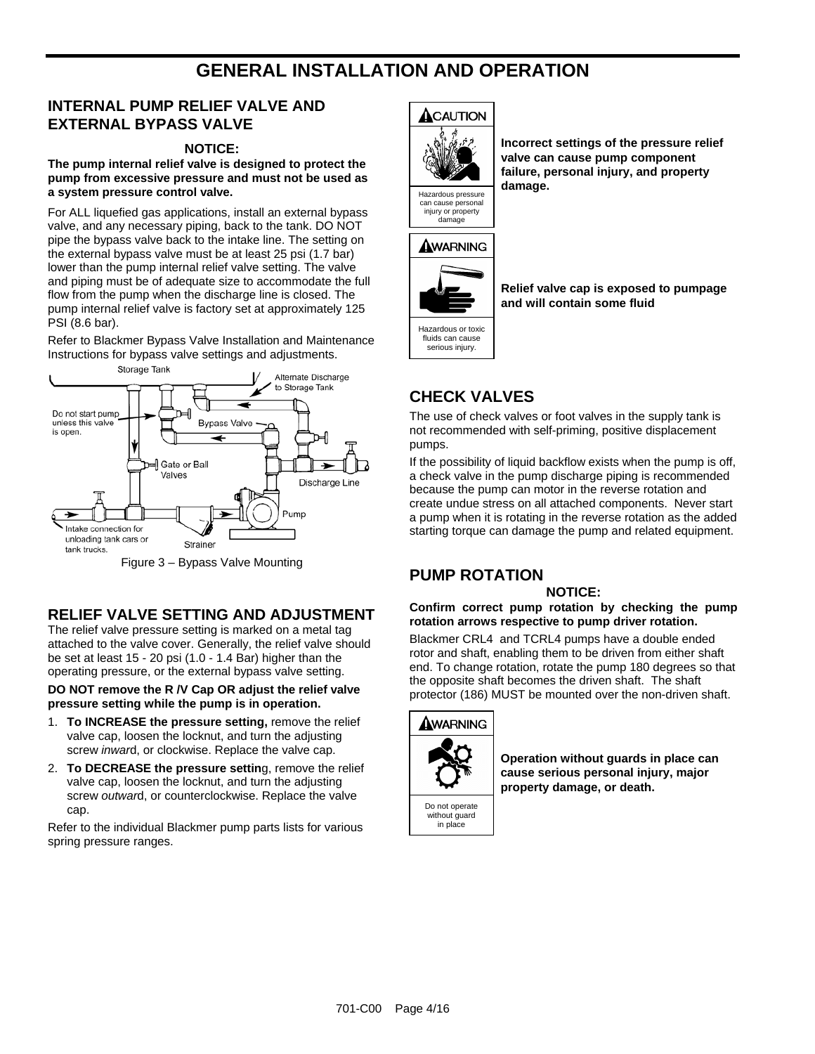# GENERAL INSTALLATION AND OPERATION

## INTERNAL PUMP RELIEF VALVE AND EXTERNAL BYPASS VALVE

**NOTICE:**

**The pump internal relief valve is designed to protect the pump from excessive pressure and must not be used as a system pressure control valve.**

For ALL liquefied gas applications, install an external bypass valve, and any necessary piping, back to the tank. DO NOT pipe the bypass valve back to the intake line. The setting on the external bypass valve must be at least 25 psi (1.7 bar) lower than the pump internal relief valve setting. The valve and piping must be of adequate size to accommodate the full flow from the pump when the discharge line is closed. The pump internal relief valve is factory set at approximately 125 PSI (8.6 bar).

Refer to Blackmer Bypass Valve Installation and Maintenance Instructions for bypass valve settings and adjustments.

Storage Tank
Alternate Discharge to Storage Tank
Do not start pump unless this valve is open.
Bypass Valve
Gate or Ball Valves
Discharge Line
Pump
Intake connection for unloading tank cars or tank trucks.
Strainer

Figure 3 – Bypass Valve Mounting

## RELIEF VALVE SETTING AND ADJUSTMENT

The relief valve pressure setting is marked on a metal tag attached to the valve cover. Generally, the relief valve should be set at least 15 - 20 psi (1.0 - 1.4 Bar) higher than the operating pressure, or the external bypass valve setting.

**DO NOT remove the R /V Cap OR adjust the relief valve pressure setting while the pump is in operation.**

1. **To INCREASE the pressure setting,** remove the relief valve cap, loosen the locknut, and turn the adjusting screw *inward*, or clockwise. Replace the valve cap.
2. **To DECREASE the pressure setting**, remove the relief valve cap, loosen the locknut, and turn the adjusting screw *outward*, or counterclockwise. Replace the valve cap.

Refer to the individual Blackmer pump parts lists for various spring pressure ranges.

**CAUTION**

Hazardous pressure can cause personal injury or property damage

**Incorrect settings of the pressure relief valve can cause pump component failure, personal injury, and property damage.**

**WARNING**

Hazardous or toxic fluids can cause serious injury.

**Relief valve cap is exposed to pumpage and will contain some fluid**

## CHECK VALVES

The use of check valves or foot valves in the supply tank is not recommended with self-priming, positive displacement pumps.

If the possibility of liquid backflow exists when the pump is off, a check valve in the pump discharge piping is recommended because the pump can motor in the reverse rotation and create undue stress on all attached components. Never start a pump when it is rotating in the reverse rotation as the added starting torque can damage the pump and related equipment.

## PUMP ROTATION

**NOTICE:**

**Confirm correct pump rotation by checking the pump rotation arrows respective to pump driver rotation.**

Blackmer CRL4 and TCRL4 pumps have a double ended rotor and shaft, enabling them to be driven from either shaft end. To change rotation, rotate the pump 180 degrees so that the opposite shaft becomes the driven shaft. The shaft protector (186) MUST be mounted over the non-driven shaft.

**WARNING**

Do not operate without guard in place

**Operation without guards in place can cause serious personal injury, major property damage, or death.**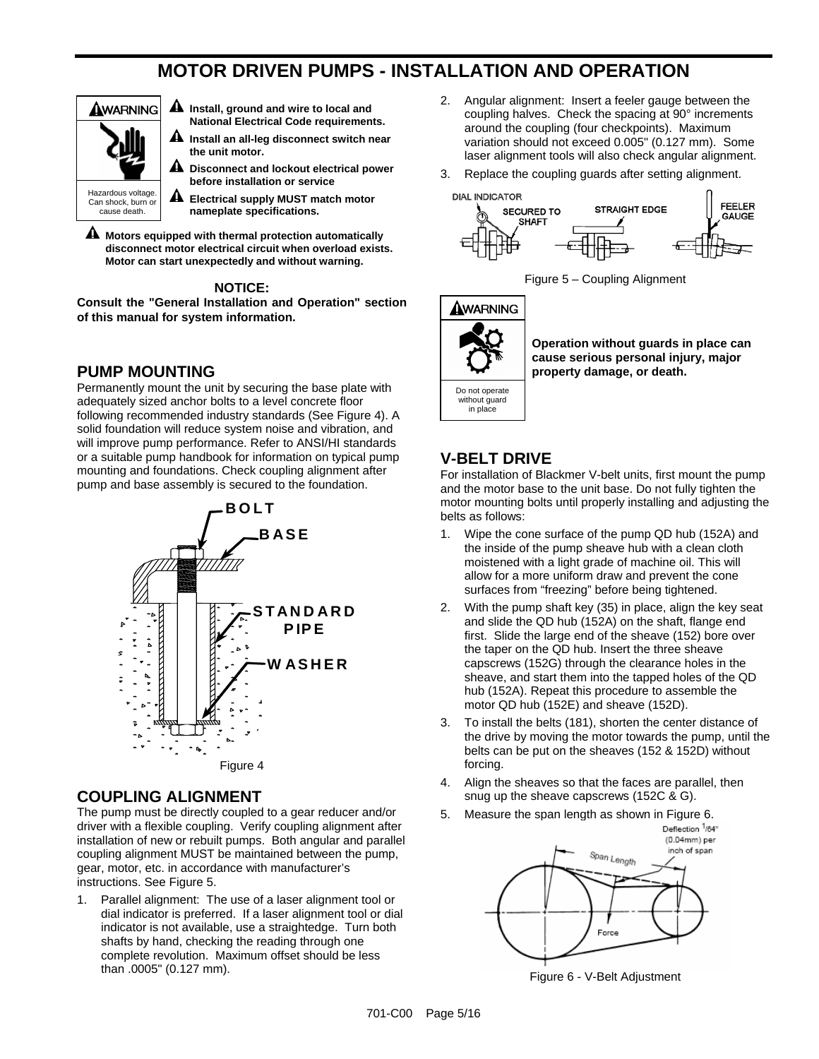# MOTOR DRIVEN PUMPS - INSTALLATION AND OPERATION

**WARNING**

Hazardous voltage. Can shock, burn or cause death.

- **Install, ground and wire to local and National Electrical Code requirements.**
- **Install an all-leg disconnect switch near the unit motor.**
- **Disconnect and lockout electrical power before installation or service**
- **Electrical supply MUST match motor nameplate specifications.**
- **Motors equipped with thermal protection automatically disconnect motor electrical circuit when overload exists. Motor can start unexpectedly and without warning.**

**NOTICE:**
**Consult the "General Installation and Operation" section of this manual for system information.**

## PUMP MOUNTING

Permanently mount the unit by securing the base plate with adequately sized anchor bolts to a level concrete floor following recommended industry standards (See Figure 4). A solid foundation will reduce system noise and vibration, and will improve pump performance. Refer to ANSI/HI standards or a suitable pump handbook for information on typical pump mounting and foundations. Check coupling alignment after pump and base assembly is secured to the foundation.

BOLT
BASE
STANDARD PIPE
WASHER

Figure 4

## COUPLING ALIGNMENT

The pump must be directly coupled to a gear reducer and/or driver with a flexible coupling. Verify coupling alignment after installation of new or rebuilt pumps. Both angular and parallel coupling alignment MUST be maintained between the pump, gear, motor, etc. in accordance with manufacturer's instructions. See Figure 5.

1. Parallel alignment: The use of a laser alignment tool or dial indicator is preferred. If a laser alignment tool or dial indicator is not available, use a straightedge. Turn both shafts by hand, checking the reading through one complete revolution. Maximum offset should be less than .0005" (0.127 mm).
2. Angular alignment: Insert a feeler gauge between the coupling halves. Check the spacing at 90° increments around the coupling (four checkpoints). Maximum variation should not exceed 0.005" (0.127 mm). Some laser alignment tools will also check angular alignment.
3. Replace the coupling guards after setting alignment.

DIAL INDICATOR SECURED TO SHAFT — STRAIGHT EDGE — FEELER GAUGE

Figure 5 – Coupling Alignment

**WARNING**

Do not operate without guard in place

**Operation without guards in place can cause serious personal injury, major property damage, or death.**

## V-BELT DRIVE

For installation of Blackmer V-belt units, first mount the pump and the motor base to the unit base. Do not fully tighten the motor mounting bolts until properly installing and adjusting the belts as follows:

1. Wipe the cone surface of the pump QD hub (152A) and the inside of the pump sheave hub with a clean cloth moistened with a light grade of machine oil. This will allow for a more uniform draw and prevent the cone surfaces from "freezing" before being tightened.
2. With the pump shaft key (35) in place, align the key seat and slide the QD hub (152A) on the shaft, flange end first. Slide the large end of the sheave (152) bore over the taper on the QD hub. Insert the three sheave capscrews (152G) through the clearance holes in the sheave, and start them into the tapped holes of the QD hub (152A). Repeat this procedure to assemble the motor QD hub (152E) and sheave (152D).
3. To install the belts (181), shorten the center distance of the drive by moving the motor towards the pump, until the belts can be put on the sheaves (152 & 152D) without forcing.
4. Align the sheaves so that the faces are parallel, then snug up the sheave capscrews (152C & G).
5. Measure the span length as shown in Figure 6.

Deflection 1/64" (0.04mm) per inch of span
Span Length
Force

Figure 6 - V-Belt Adjustment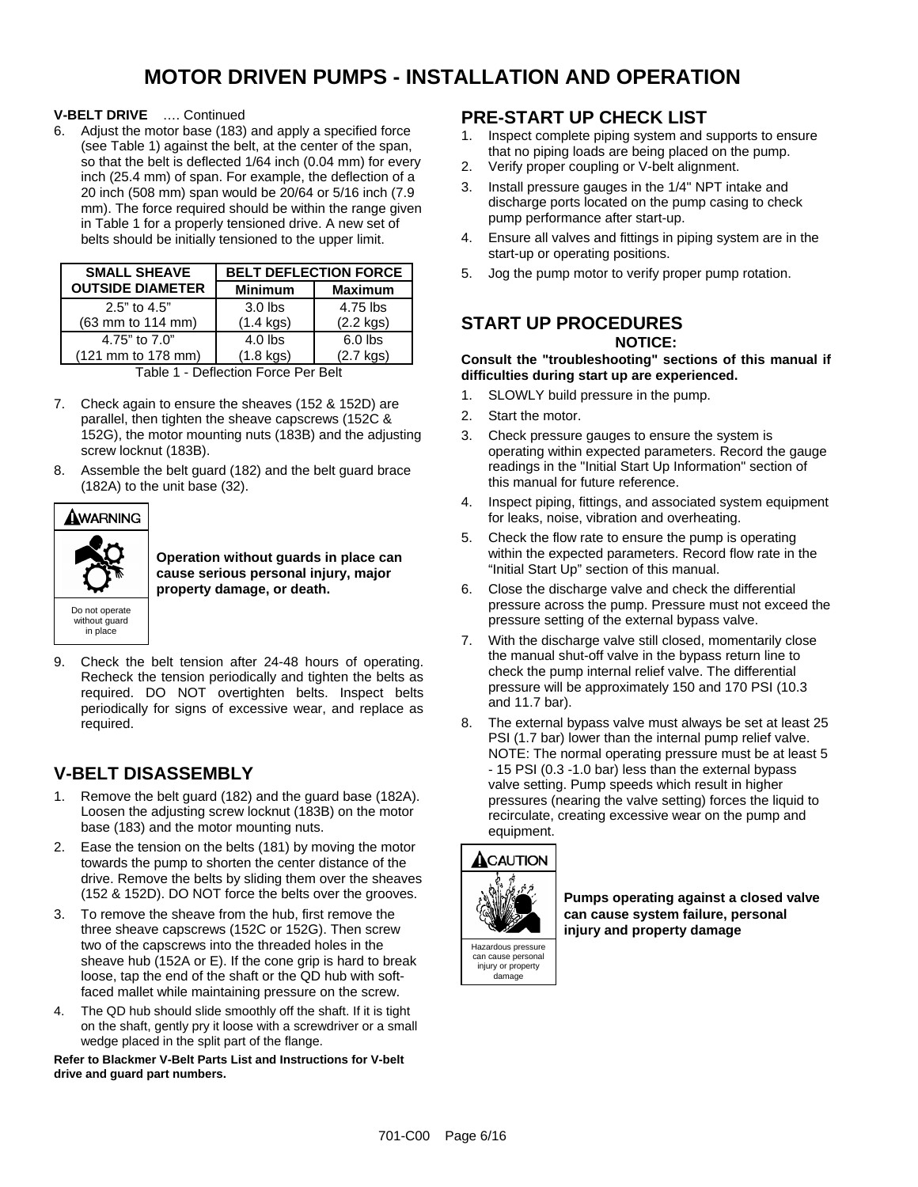# MOTOR DRIVEN PUMPS - INSTALLATION AND OPERATION

**V-BELT DRIVE** …. Continued

6. Adjust the motor base (183) and apply a specified force (see Table 1) against the belt, at the center of the span, so that the belt is deflected 1/64 inch (0.04 mm) for every inch (25.4 mm) of span. For example, the deflection of a 20 inch (508 mm) span would be 20/64 or 5/16 inch (7.9 mm). The force required should be within the range given in Table 1 for a properly tensioned drive. A new set of belts should be initially tensioned to the upper limit.

| SMALL SHEAVE OUTSIDE DIAMETER | BELT DEFLECTION FORCE | |
|---|---|---|
| | Minimum | Maximum |
| 2.5" to 4.5" (63 mm to 114 mm) | 3.0 lbs (1.4 kgs) | 4.75 lbs (2.2 kgs) |
| 4.75" to 7.0" (121 mm to 178 mm) | 4.0 lbs (1.8 kgs) | 6.0 lbs (2.7 kgs) |

Table 1 - Deflection Force Per Belt

7. Check again to ensure the sheaves (152 & 152D) are parallel, then tighten the sheave capscrews (152C & 152G), the motor mounting nuts (183B) and the adjusting screw locknut (183B).
8. Assemble the belt guard (182) and the belt guard brace (182A) to the unit base (32).

**WARNING**

Do not operate without guard in place

**Operation without guards in place can cause serious personal injury, major property damage, or death.**

9. Check the belt tension after 24-48 hours of operating. Recheck the tension periodically and tighten the belts as required. DO NOT overtighten belts. Inspect belts periodically for signs of excessive wear, and replace as required.

## V-BELT DISASSEMBLY

1. Remove the belt guard (182) and the guard base (182A). Loosen the adjusting screw locknut (183B) on the motor base (183) and the motor mounting nuts.
2. Ease the tension on the belts (181) by moving the motor towards the pump to shorten the center distance of the drive. Remove the belts by sliding them over the sheaves (152 & 152D). DO NOT force the belts over the grooves.
3. To remove the sheave from the hub, first remove the three sheave capscrews (152C or 152G). Then screw two of the capscrews into the threaded holes in the sheave hub (152A or E). If the cone grip is hard to break loose, tap the end of the shaft or the QD hub with soft-faced mallet while maintaining pressure on the screw.
4. The QD hub should slide smoothly off the shaft. If it is tight on the shaft, gently pry it loose with a screwdriver or a small wedge placed in the split part of the flange.

**Refer to Blackmer V-Belt Parts List and Instructions for V-belt drive and guard part numbers.**

## PRE-START UP CHECK LIST

1. Inspect complete piping system and supports to ensure that no piping loads are being placed on the pump.
2. Verify proper coupling or V-belt alignment.
3. Install pressure gauges in the 1/4" NPT intake and discharge ports located on the pump casing to check pump performance after start-up.
4. Ensure all valves and fittings in piping system are in the start-up or operating positions.
5. Jog the pump motor to verify proper pump rotation.

## START UP PROCEDURES

**NOTICE:**

**Consult the "troubleshooting" sections of this manual if difficulties during start up are experienced.**

1. SLOWLY build pressure in the pump.
2. Start the motor.
3. Check pressure gauges to ensure the system is operating within expected parameters. Record the gauge readings in the "Initial Start Up Information" section of this manual for future reference.
4. Inspect piping, fittings, and associated system equipment for leaks, noise, vibration and overheating.
5. Check the flow rate to ensure the pump is operating within the expected parameters. Record flow rate in the "Initial Start Up" section of this manual.
6. Close the discharge valve and check the differential pressure across the pump. Pressure must not exceed the pressure setting of the external bypass valve.
7. With the discharge valve still closed, momentarily close the manual shut-off valve in the bypass return line to check the pump internal relief valve. The differential pressure will be approximately 150 and 170 PSI (10.3 and 11.7 bar).
8. The external bypass valve must always be set at least 25 PSI (1.7 bar) lower than the internal pump relief valve. NOTE: The normal operating pressure must be at least 5 - 15 PSI (0.3 -1.0 bar) less than the external bypass valve setting. Pump speeds which result in higher pressures (nearing the valve setting) forces the liquid to recirculate, creating excessive wear on the pump and equipment.

**CAUTION**

Hazardous pressure can cause personal injury or property damage

**Pumps operating against a closed valve can cause system failure, personal injury and property damage**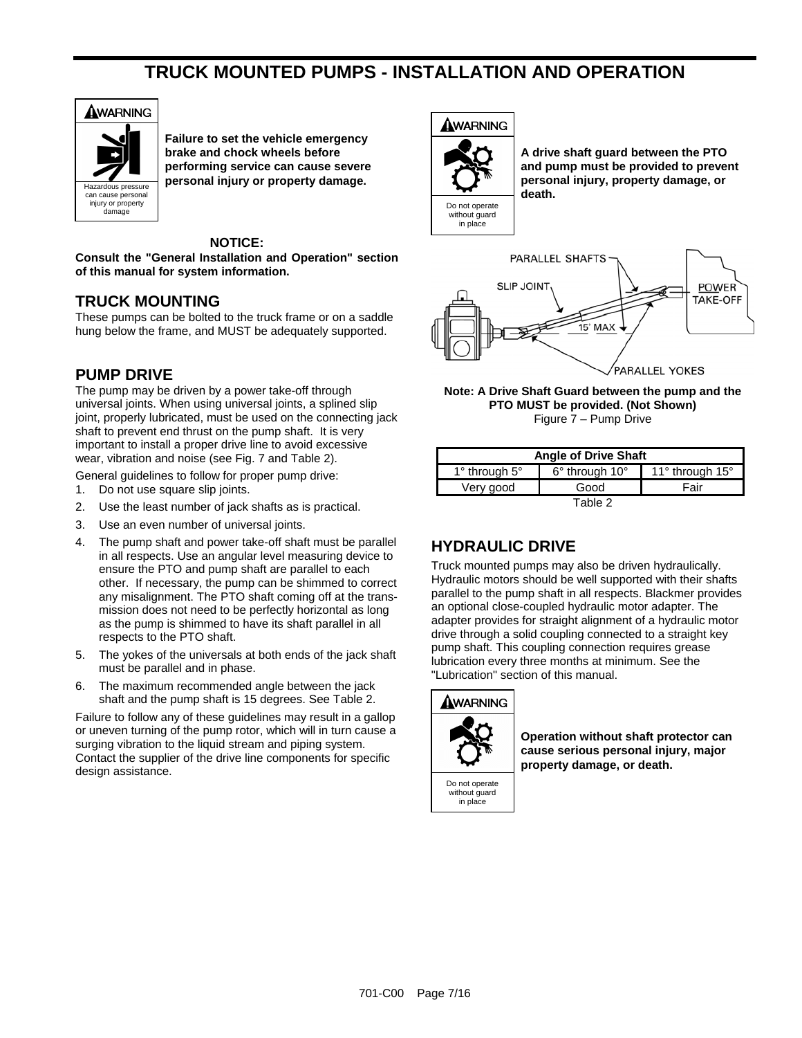# TRUCK MOUNTED PUMPS - INSTALLATION AND OPERATION

**WARNING**

Hazardous pressure can cause personal injury or property damage

**Failure to set the vehicle emergency brake and chock wheels before performing service can cause severe personal injury or property damage.**

**NOTICE:**
**Consult the "General Installation and Operation" section of this manual for system information.**

## TRUCK MOUNTING

These pumps can be bolted to the truck frame or on a saddle hung below the frame, and MUST be adequately supported.

## PUMP DRIVE

The pump may be driven by a power take-off through universal joints. When using universal joints, a splined slip joint, properly lubricated, must be used on the connecting jack shaft to prevent end thrust on the pump shaft. It is very important to install a proper drive line to avoid excessive wear, vibration and noise (see Fig. 7 and Table 2).

General guidelines to follow for proper pump drive:

1. Do not use square slip joints.
2. Use the least number of jack shafts as is practical.
3. Use an even number of universal joints.
4. The pump shaft and power take-off shaft must be parallel in all respects. Use an angular level measuring device to ensure the PTO and pump shaft are parallel to each other. If necessary, the pump can be shimmed to correct any misalignment. The PTO shaft coming off at the transmission does not need to be perfectly horizontal as long as the pump is shimmed to have its shaft parallel in all respects to the PTO shaft.
5. The yokes of the universals at both ends of the jack shaft must be parallel and in phase.
6. The maximum recommended angle between the jack shaft and the pump shaft is 15 degrees. See Table 2.

Failure to follow any of these guidelines may result in a gallop or uneven turning of the pump rotor, which will in turn cause a surging vibration to the liquid stream and piping system. Contact the supplier of the drive line components for specific design assistance.

**WARNING**

Do not operate without guard in place

**A drive shaft guard between the PTO and pump must be provided to prevent personal injury, property damage, or death.**

PARALLEL SHAFTS
SLIP JOINT
POWER TAKE-OFF
15° MAX
PARALLEL YOKES

**Note: A Drive Shaft Guard between the pump and the PTO MUST be provided. (Not Shown)**
Figure 7 – Pump Drive

| Angle of Drive Shaft | | |
|---|---|---|
| 1° through 5° | 6° through 10° | 11° through 15° |
| Very good | Good | Fair |

Table 2

## HYDRAULIC DRIVE

Truck mounted pumps may also be driven hydraulically. Hydraulic motors should be well supported with their shafts parallel to the pump shaft in all respects. Blackmer provides an optional close-coupled hydraulic motor adapter. The adapter provides for straight alignment of a hydraulic motor drive through a solid coupling connected to a straight key pump shaft. This coupling connection requires grease lubrication every three months at minimum. See the "Lubrication" section of this manual.

**WARNING**

Do not operate without guard in place

**Operation without shaft protector can cause serious personal injury, major property damage, or death.**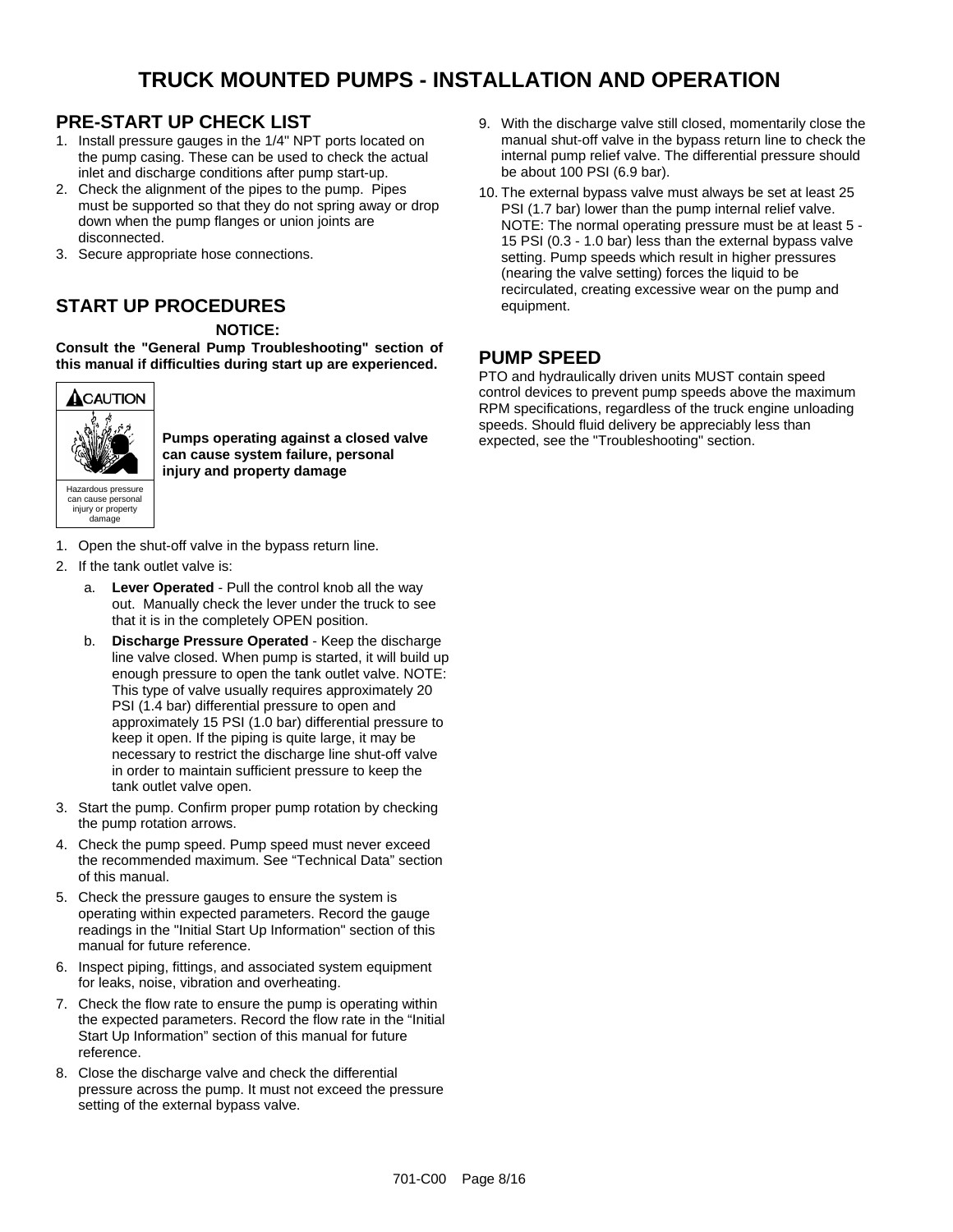# TRUCK MOUNTED PUMPS - INSTALLATION AND OPERATION

## PRE-START UP CHECK LIST

1. Install pressure gauges in the 1/4" NPT ports located on the pump casing. These can be used to check the actual inlet and discharge conditions after pump start-up.
2. Check the alignment of the pipes to the pump. Pipes must be supported so that they do not spring away or drop down when the pump flanges or union joints are disconnected.
3. Secure appropriate hose connections.

## START UP PROCEDURES

**NOTICE:**

**Consult the "General Pump Troubleshooting" section of this manual if difficulties during start up are experienced.**

**CAUTION**

Hazardous pressure can cause personal injury or property damage

**Pumps operating against a closed valve can cause system failure, personal injury and property damage**

1. Open the shut-off valve in the bypass return line.
2. If the tank outlet valve is:
   a. **Lever Operated** - Pull the control knob all the way out. Manually check the lever under the truck to see that it is in the completely OPEN position.
   b. **Discharge Pressure Operated** - Keep the discharge line valve closed. When pump is started, it will build up enough pressure to open the tank outlet valve. NOTE: This type of valve usually requires approximately 20 PSI (1.4 bar) differential pressure to open and approximately 15 PSI (1.0 bar) differential pressure to keep it open. If the piping is quite large, it may be necessary to restrict the discharge line shut-off valve in order to maintain sufficient pressure to keep the tank outlet valve open.
3. Start the pump. Confirm proper pump rotation by checking the pump rotation arrows.
4. Check the pump speed. Pump speed must never exceed the recommended maximum. See "Technical Data" section of this manual.
5. Check the pressure gauges to ensure the system is operating within expected parameters. Record the gauge readings in the "Initial Start Up Information" section of this manual for future reference.
6. Inspect piping, fittings, and associated system equipment for leaks, noise, vibration and overheating.
7. Check the flow rate to ensure the pump is operating within the expected parameters. Record the flow rate in the "Initial Start Up Information" section of this manual for future reference.
8. Close the discharge valve and check the differential pressure across the pump. It must not exceed the pressure setting of the external bypass valve.
9. With the discharge valve still closed, momentarily close the manual shut-off valve in the bypass return line to check the internal pump relief valve. The differential pressure should be about 100 PSI (6.9 bar).
10. The external bypass valve must always be set at least 25 PSI (1.7 bar) lower than the pump internal relief valve. NOTE: The normal operating pressure must be at least 5 - 15 PSI (0.3 - 1.0 bar) less than the external bypass valve setting. Pump speeds which result in higher pressures (nearing the valve setting) forces the liquid to be recirculated, creating excessive wear on the pump and equipment.

## PUMP SPEED

PTO and hydraulically driven units MUST contain speed control devices to prevent pump speeds above the maximum RPM specifications, regardless of the truck engine unloading speeds. Should fluid delivery be appreciably less than expected, see the "Troubleshooting" section.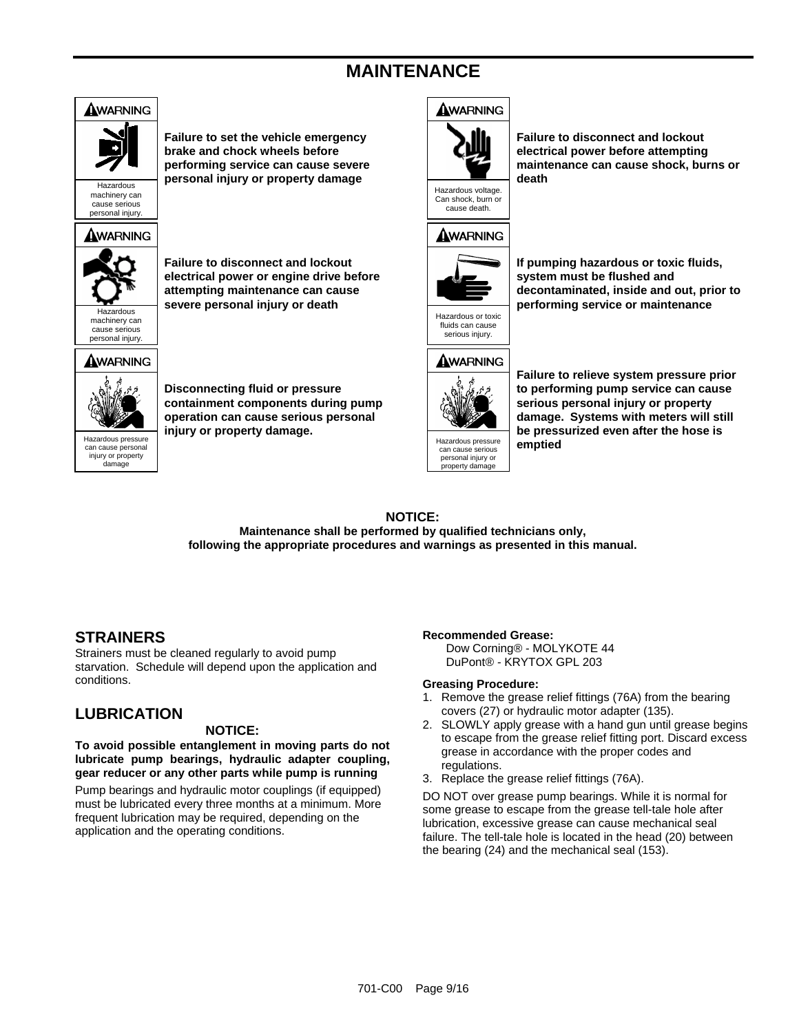# MAINTENANCE

**WARNING**

Hazardous machinery can cause serious personal injury.

**Failure to set the vehicle emergency brake and chock wheels before performing service can cause severe personal injury or property damage**

**WARNING**

Hazardous voltage. Can shock, burn or cause death.

**Failure to disconnect and lockout electrical power before attempting maintenance can cause shock, burns or death**

**WARNING**

Hazardous machinery can cause serious personal injury.

**Failure to disconnect and lockout electrical power or engine drive before attempting maintenance can cause severe personal injury or death**

**WARNING**

Hazardous or toxic fluids can cause serious injury.

**If pumping hazardous or toxic fluids, system must be flushed and decontaminated, inside and out, prior to performing service or maintenance**

**WARNING**

Hazardous pressure can cause personal injury or property damage

**Disconnecting fluid or pressure containment components during pump operation can cause serious personal injury or property damage.**

**WARNING**

Hazardous pressure can cause serious personal injury or property damage

**Failure to relieve system pressure prior to performing pump service can cause serious personal injury or property damage. Systems with meters will still be pressurized even after the hose is emptied**

**NOTICE:**
**Maintenance shall be performed by qualified technicians only, following the appropriate procedures and warnings as presented in this manual.**

## STRAINERS

Strainers must be cleaned regularly to avoid pump starvation. Schedule will depend upon the application and conditions.

## LUBRICATION

**NOTICE:**

**To avoid possible entanglement in moving parts do not lubricate pump bearings, hydraulic adapter coupling, gear reducer or any other parts while pump is running**

Pump bearings and hydraulic motor couplings (if equipped) must be lubricated every three months at a minimum. More frequent lubrication may be required, depending on the application and the operating conditions.

**Recommended Grease:**

Dow Corning® - MOLYKOTE 44
DuPont® - KRYTOX GPL 203

**Greasing Procedure:**

1. Remove the grease relief fittings (76A) from the bearing covers (27) or hydraulic motor adapter (135).
2. SLOWLY apply grease with a hand gun until grease begins to escape from the grease relief fitting port. Discard excess grease in accordance with the proper codes and regulations.
3. Replace the grease relief fittings (76A).

DO NOT over grease pump bearings. While it is normal for some grease to escape from the grease tell-tale hole after lubrication, excessive grease can cause mechanical seal failure. The tell-tale hole is located in the head (20) between the bearing (24) and the mechanical seal (153).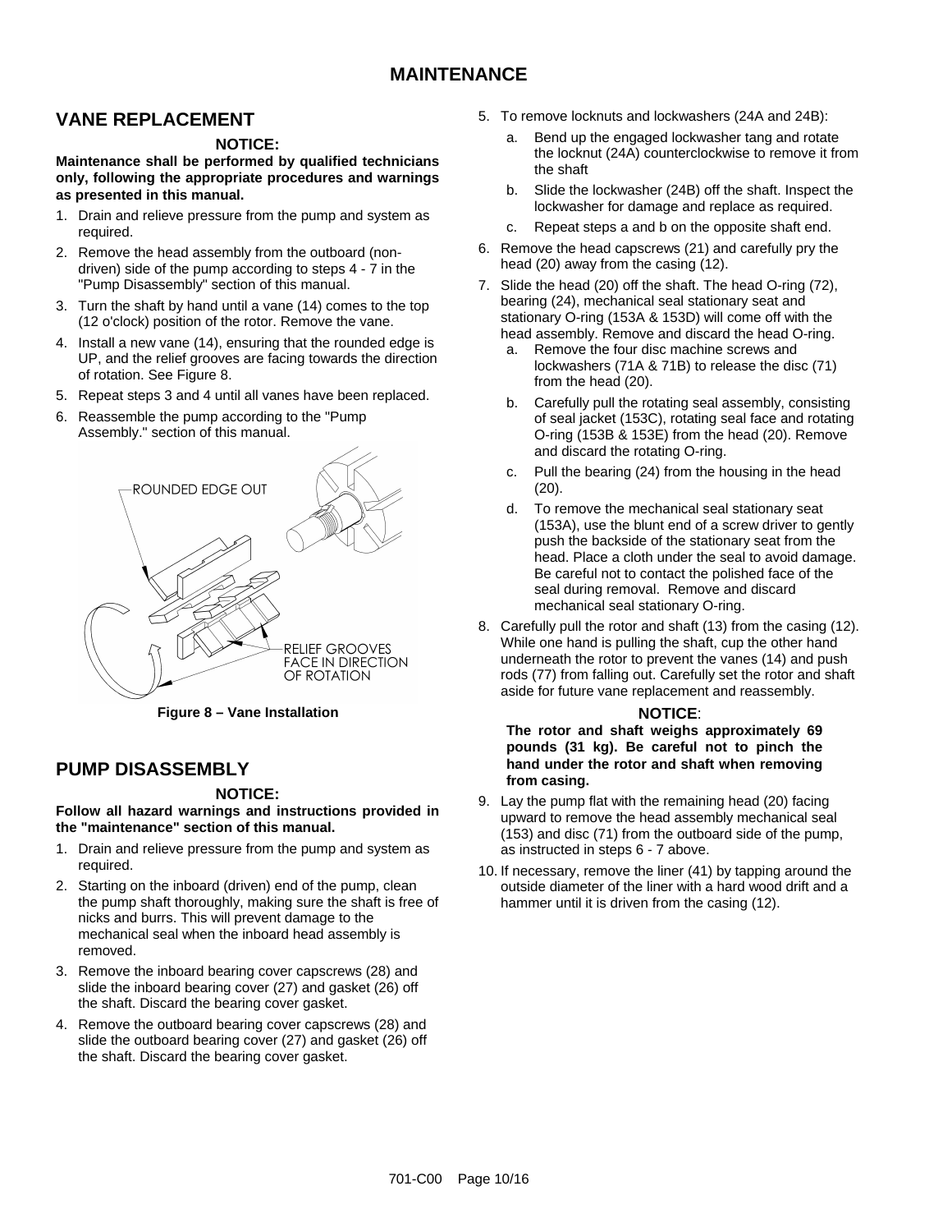# MAINTENANCE

## VANE REPLACEMENT

**NOTICE:**

**Maintenance shall be performed by qualified technicians only, following the appropriate procedures and warnings as presented in this manual.**

1. Drain and relieve pressure from the pump and system as required.
2. Remove the head assembly from the outboard (non-driven) side of the pump according to steps 4 - 7 in the "Pump Disassembly" section of this manual.
3. Turn the shaft by hand until a vane (14) comes to the top (12 o'clock) position of the rotor. Remove the vane.
4. Install a new vane (14), ensuring that the rounded edge is UP, and the relief grooves are facing towards the direction of rotation. See Figure 8.
5. Repeat steps 3 and 4 until all vanes have been replaced.
6. Reassemble the pump according to the "Pump Assembly." section of this manual.

ROUNDED EDGE OUT

RELIEF GROOVES FACE IN DIRECTION OF ROTATION

**Figure 8 – Vane Installation**

## PUMP DISASSEMBLY

**NOTICE:**

**Follow all hazard warnings and instructions provided in the "maintenance" section of this manual.**

1. Drain and relieve pressure from the pump and system as required.
2. Starting on the inboard (driven) end of the pump, clean the pump shaft thoroughly, making sure the shaft is free of nicks and burrs. This will prevent damage to the mechanical seal when the inboard head assembly is removed.
3. Remove the inboard bearing cover capscrews (28) and slide the inboard bearing cover (27) and gasket (26) off the shaft. Discard the bearing cover gasket.
4. Remove the outboard bearing cover capscrews (28) and slide the outboard bearing cover (27) and gasket (26) off the shaft. Discard the bearing cover gasket.
5. To remove locknuts and lockwashers (24A and 24B):
   a. Bend up the engaged lockwasher tang and rotate the locknut (24A) counterclockwise to remove it from the shaft
   b. Slide the lockwasher (24B) off the shaft. Inspect the lockwasher for damage and replace as required.
   c. Repeat steps a and b on the opposite shaft end.
6. Remove the head capscrews (21) and carefully pry the head (20) away from the casing (12).
7. Slide the head (20) off the shaft. The head O-ring (72), bearing (24), mechanical seal stationary seat and stationary O-ring (153A & 153D) will come off with the head assembly. Remove and discard the head O-ring.
   a. Remove the four disc machine screws and lockwashers (71A & 71B) to release the disc (71) from the head (20).
   b. Carefully pull the rotating seal assembly, consisting of seal jacket (153C), rotating seal face and rotating O-ring (153B & 153E) from the head (20). Remove and discard the rotating O-ring.
   c. Pull the bearing (24) from the housing in the head (20).
   d. To remove the mechanical seal stationary seat (153A), use the blunt end of a screw driver to gently push the backside of the stationary seat from the head. Place a cloth under the seal to avoid damage. Be careful not to contact the polished face of the seal during removal. Remove and discard mechanical seal stationary O-ring.
8. Carefully pull the rotor and shaft (13) from the casing (12). While one hand is pulling the shaft, cup the other hand underneath the rotor to prevent the vanes (14) and push rods (77) from falling out. Carefully set the rotor and shaft aside for future vane replacement and reassembly.

   **NOTICE**:

   **The rotor and shaft weighs approximately 69 pounds (31 kg). Be careful not to pinch the hand under the rotor and shaft when removing from casing.**

9. Lay the pump flat with the remaining head (20) facing upward to remove the head assembly mechanical seal (153) and disc (71) from the outboard side of the pump, as instructed in steps 6 - 7 above.
10. If necessary, remove the liner (41) by tapping around the outside diameter of the liner with a hard wood drift and a hammer until it is driven from the casing (12).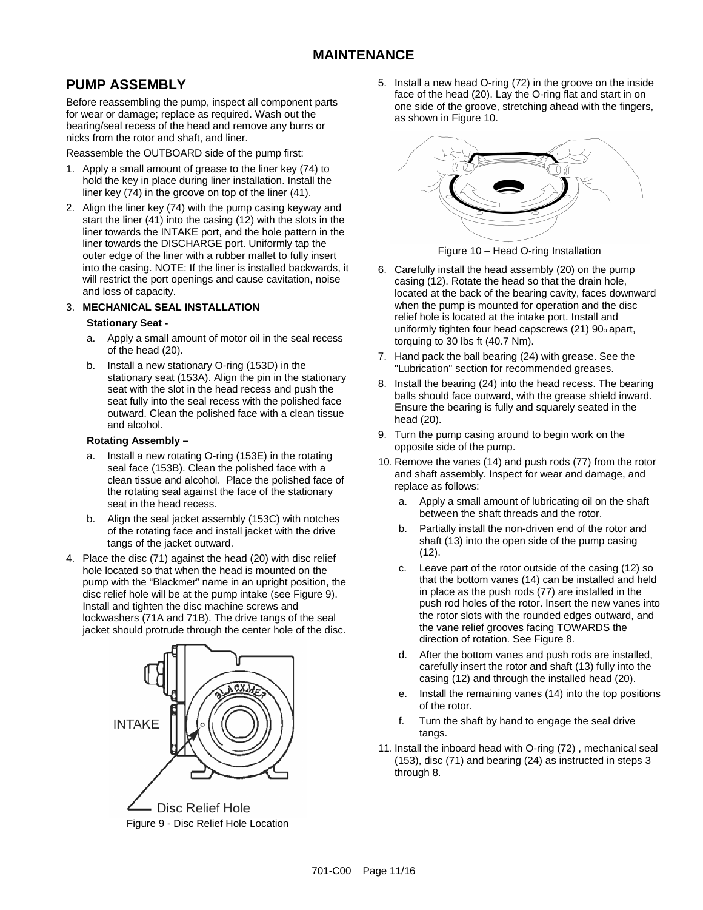# MAINTENANCE

## PUMP ASSEMBLY

Before reassembling the pump, inspect all component parts for wear or damage; replace as required. Wash out the bearing/seal recess of the head and remove any burrs or nicks from the rotor and shaft, and liner.

Reassemble the OUTBOARD side of the pump first:

1. Apply a small amount of grease to the liner key (74) to hold the key in place during liner installation. Install the liner key (74) in the groove on top of the liner (41).
2. Align the liner key (74) with the pump casing keyway and start the liner (41) into the casing (12) with the slots in the liner towards the INTAKE port, and the hole pattern in the liner towards the DISCHARGE port. Uniformly tap the outer edge of the liner with a rubber mallet to fully insert into the casing. NOTE: If the liner is installed backwards, it will restrict the port openings and cause cavitation, noise and loss of capacity.
3. **MECHANICAL SEAL INSTALLATION**

   **Stationary Seat -**

   a. Apply a small amount of motor oil in the seal recess of the head (20).
   
   b. Install a new stationary O-ring (153D) in the stationary seat (153A). Align the pin in the stationary seat with the slot in the head recess and push the seat fully into the seal recess with the polished face outward. Clean the polished face with a clean tissue and alcohol.

   **Rotating Assembly –**

   a. Install a new rotating O-ring (153E) in the rotating seal face (153B). Clean the polished face with a clean tissue and alcohol. Place the polished face of the rotating seal against the face of the stationary seat in the head recess.
   
   b. Align the seal jacket assembly (153C) with notches of the rotating face and install jacket with the drive tangs of the jacket outward.
4. Place the disc (71) against the head (20) with disc relief hole located so that when the head is mounted on the pump with the "Blackmer" name in an upright position, the disc relief hole will be at the pump intake (see Figure 9). Install and tighten the disc machine screws and lockwashers (71A and 71B). The drive tangs of the seal jacket should protrude through the center hole of the disc.

INTAKE

Disc Relief Hole

Figure 9 - Disc Relief Hole Location

5. Install a new head O-ring (72) in the groove on the inside face of the head (20). Lay the O-ring flat and start in on one side of the groove, stretching ahead with the fingers, as shown in Figure 10.

Figure 10 – Head O-ring Installation

6. Carefully install the head assembly (20) on the pump casing (12). Rotate the head so that the drain hole, located at the back of the bearing cavity, faces downward when the pump is mounted for operation and the disc relief hole is located at the intake port. Install and uniformly tighten four head capscrews (21) 90° apart, torquing to 30 lbs ft (40.7 Nm).
7. Hand pack the ball bearing (24) with grease. See the "Lubrication" section for recommended greases.
8. Install the bearing (24) into the head recess. The bearing balls should face outward, with the grease shield inward. Ensure the bearing is fully and squarely seated in the head (20).
9. Turn the pump casing around to begin work on the opposite side of the pump.
10. Remove the vanes (14) and push rods (77) from the rotor and shaft assembly. Inspect for wear and damage, and replace as follows:

    a. Apply a small amount of lubricating oil on the shaft between the shaft threads and the rotor.
    
    b. Partially install the non-driven end of the rotor and shaft (13) into the open side of the pump casing (12).
    
    c. Leave part of the rotor outside of the casing (12) so that the bottom vanes (14) can be installed and held in place as the push rods (77) are installed in the push rod holes of the rotor. Insert the new vanes into the rotor slots with the rounded edges outward, and the vane relief grooves facing TOWARDS the direction of rotation. See Figure 8.
    
    d. After the bottom vanes and push rods are installed, carefully insert the rotor and shaft (13) fully into the casing (12) and through the installed head (20).
    
    e. Install the remaining vanes (14) into the top positions of the rotor.
    
    f. Turn the shaft by hand to engage the seal drive tangs.
11. Install the inboard head with O-ring (72) , mechanical seal (153), disc (71) and bearing (24) as instructed in steps 3 through 8.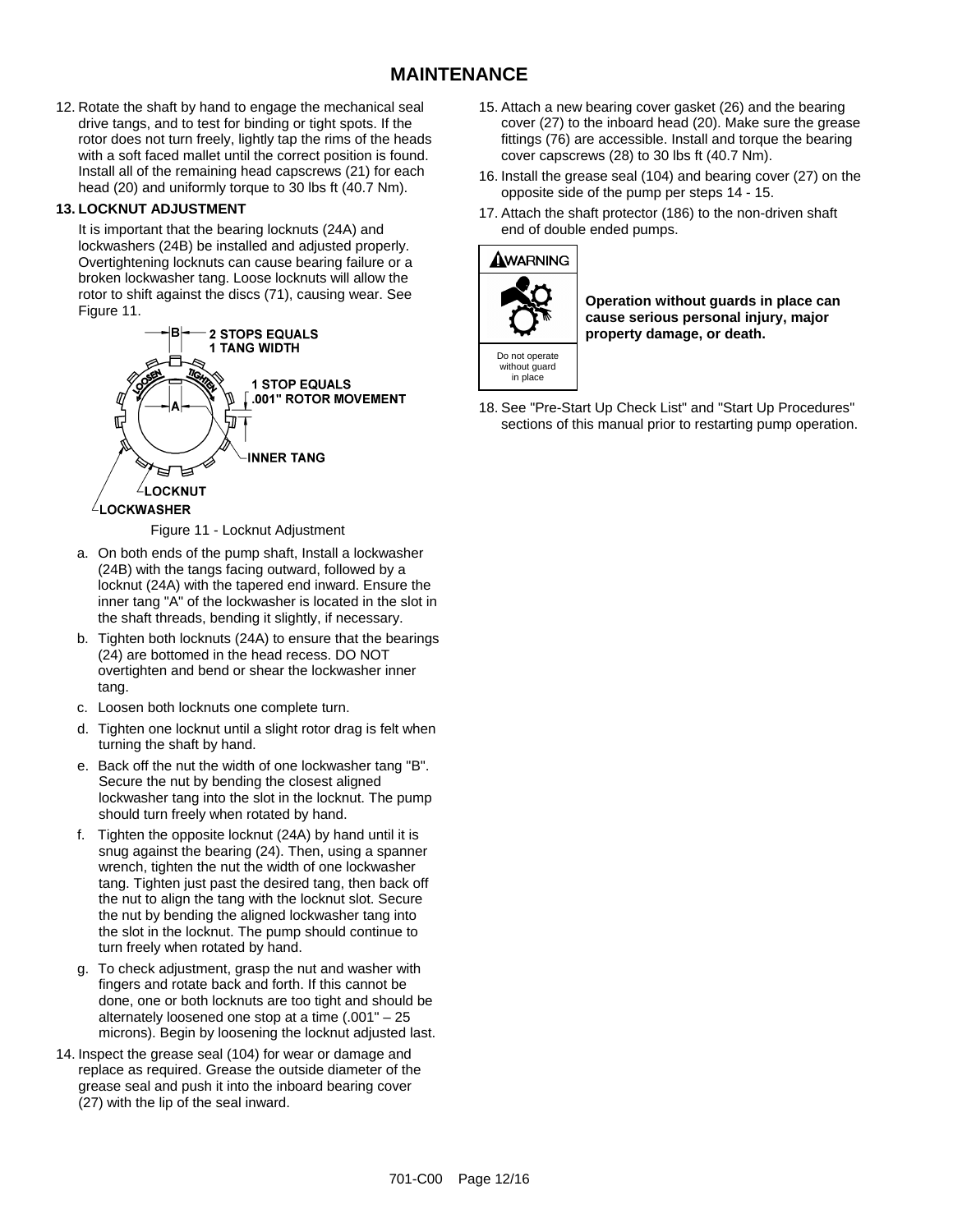# MAINTENANCE

12. Rotate the shaft by hand to engage the mechanical seal drive tangs, and to test for binding or tight spots. If the rotor does not turn freely, lightly tap the rims of the heads with a soft faced mallet until the correct position is found. Install all of the remaining head capscrews (21) for each head (20) and uniformly torque to 30 lbs ft (40.7 Nm).

13. **LOCKNUT ADJUSTMENT**

    It is important that the bearing locknuts (24A) and lockwashers (24B) be installed and adjusted properly. Overtightening locknuts can cause bearing failure or a broken lockwasher tang. Loose locknuts will allow the rotor to shift against the discs (71), causing wear. See Figure 11.

    B — 2 STOPS EQUALS 1 TANG WIDTH

    1 STOP EQUALS .001" ROTOR MOVEMENT

    A — INNER TANG

    LOOSEN / TIGHTEN

    LOCKNUT

    LOCKWASHER

    Figure 11 - Locknut Adjustment

    a. On both ends of the pump shaft, Install a lockwasher (24B) with the tangs facing outward, followed by a locknut (24A) with the tapered end inward. Ensure the inner tang "A" of the lockwasher is located in the slot in the shaft threads, bending it slightly, if necessary.
    b. Tighten both locknuts (24A) to ensure that the bearings (24) are bottomed in the head recess. DO NOT overtighten and bend or shear the lockwasher inner tang.
    c. Loosen both locknuts one complete turn.
    d. Tighten one locknut until a slight rotor drag is felt when turning the shaft by hand.
    e. Back off the nut the width of one lockwasher tang "B". Secure the nut by bending the closest aligned lockwasher tang into the slot in the locknut. The pump should turn freely when rotated by hand.
    f. Tighten the opposite locknut (24A) by hand until it is snug against the bearing (24). Then, using a spanner wrench, tighten the nut the width of one lockwasher tang. Tighten just past the desired tang, then back off the nut to align the tang with the locknut slot. Secure the nut by bending the aligned lockwasher tang into the slot in the locknut. The pump should continue to turn freely when rotated by hand.
    g. To check adjustment, grasp the nut and washer with fingers and rotate back and forth. If this cannot be done, one or both locknuts are too tight and should be alternately loosened one stop at a time (.001" – 25 microns). Begin by loosening the locknut adjusted last.

14. Inspect the grease seal (104) for wear or damage and replace as required. Grease the outside diameter of the grease seal and push it into the inboard bearing cover (27) with the lip of the seal inward.

15. Attach a new bearing cover gasket (26) and the bearing cover (27) to the inboard head (20). Make sure the grease fittings (76) are accessible. Install and torque the bearing cover capscrews (28) to 30 lbs ft (40.7 Nm).

16. Install the grease seal (104) and bearing cover (27) on the opposite side of the pump per steps 14 - 15.

17. Attach the shaft protector (186) to the non-driven shaft end of double ended pumps.

**WARNING**

Do not operate without guard in place

**Operation without guards in place can cause serious personal injury, major property damage, or death.**

18. See "Pre-Start Up Check List" and "Start Up Procedures" sections of this manual prior to restarting pump operation.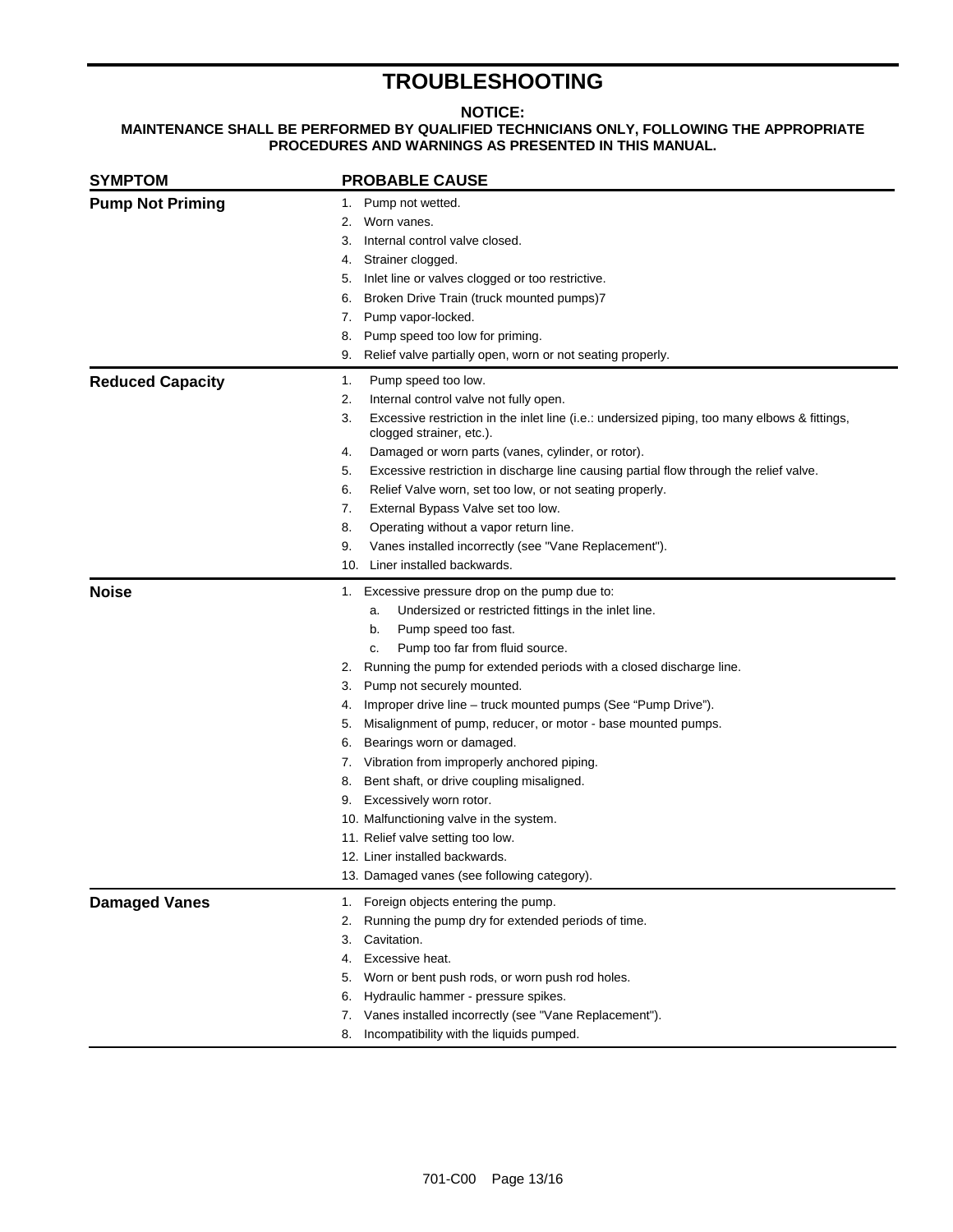# TROUBLESHOOTING

**NOTICE:**
**MAINTENANCE SHALL BE PERFORMED BY QUALIFIED TECHNICIANS ONLY, FOLLOWING THE APPROPRIATE PROCEDURES AND WARNINGS AS PRESENTED IN THIS MANUAL.**

| SYMPTOM | PROBABLE CAUSE |
|---|---|
| **Pump Not Priming** | 1. Pump not wetted.<br>2. Worn vanes.<br>3. Internal control valve closed.<br>4. Strainer clogged.<br>5. Inlet line or valves clogged or too restrictive.<br>6. Broken Drive Train (truck mounted pumps)7<br>7. Pump vapor-locked.<br>8. Pump speed too low for priming.<br>9. Relief valve partially open, worn or not seating properly. |
| **Reduced Capacity** | 1. Pump speed too low.<br>2. Internal control valve not fully open.<br>3. Excessive restriction in the inlet line (i.e.: undersized piping, too many elbows & fittings, clogged strainer, etc.).<br>4. Damaged or worn parts (vanes, cylinder, or rotor).<br>5. Excessive restriction in discharge line causing partial flow through the relief valve.<br>6. Relief Valve worn, set too low, or not seating properly.<br>7. External Bypass Valve set too low.<br>8. Operating without a vapor return line.<br>9. Vanes installed incorrectly (see "Vane Replacement").<br>10. Liner installed backwards. |
| **Noise** | 1. Excessive pressure drop on the pump due to:<br>a. Undersized or restricted fittings in the inlet line.<br>b. Pump speed too fast.<br>c. Pump too far from fluid source.<br>2. Running the pump for extended periods with a closed discharge line.<br>3. Pump not securely mounted.<br>4. Improper drive line – truck mounted pumps (See "Pump Drive").<br>5. Misalignment of pump, reducer, or motor - base mounted pumps.<br>6. Bearings worn or damaged.<br>7. Vibration from improperly anchored piping.<br>8. Bent shaft, or drive coupling misaligned.<br>9. Excessively worn rotor.<br>10. Malfunctioning valve in the system.<br>11. Relief valve setting too low.<br>12. Liner installed backwards.<br>13. Damaged vanes (see following category). |
| **Damaged Vanes** | 1. Foreign objects entering the pump.<br>2. Running the pump dry for extended periods of time.<br>3. Cavitation.<br>4. Excessive heat.<br>5. Worn or bent push rods, or worn push rod holes.<br>6. Hydraulic hammer - pressure spikes.<br>7. Vanes installed incorrectly (see "Vane Replacement").<br>8. Incompatibility with the liquids pumped. |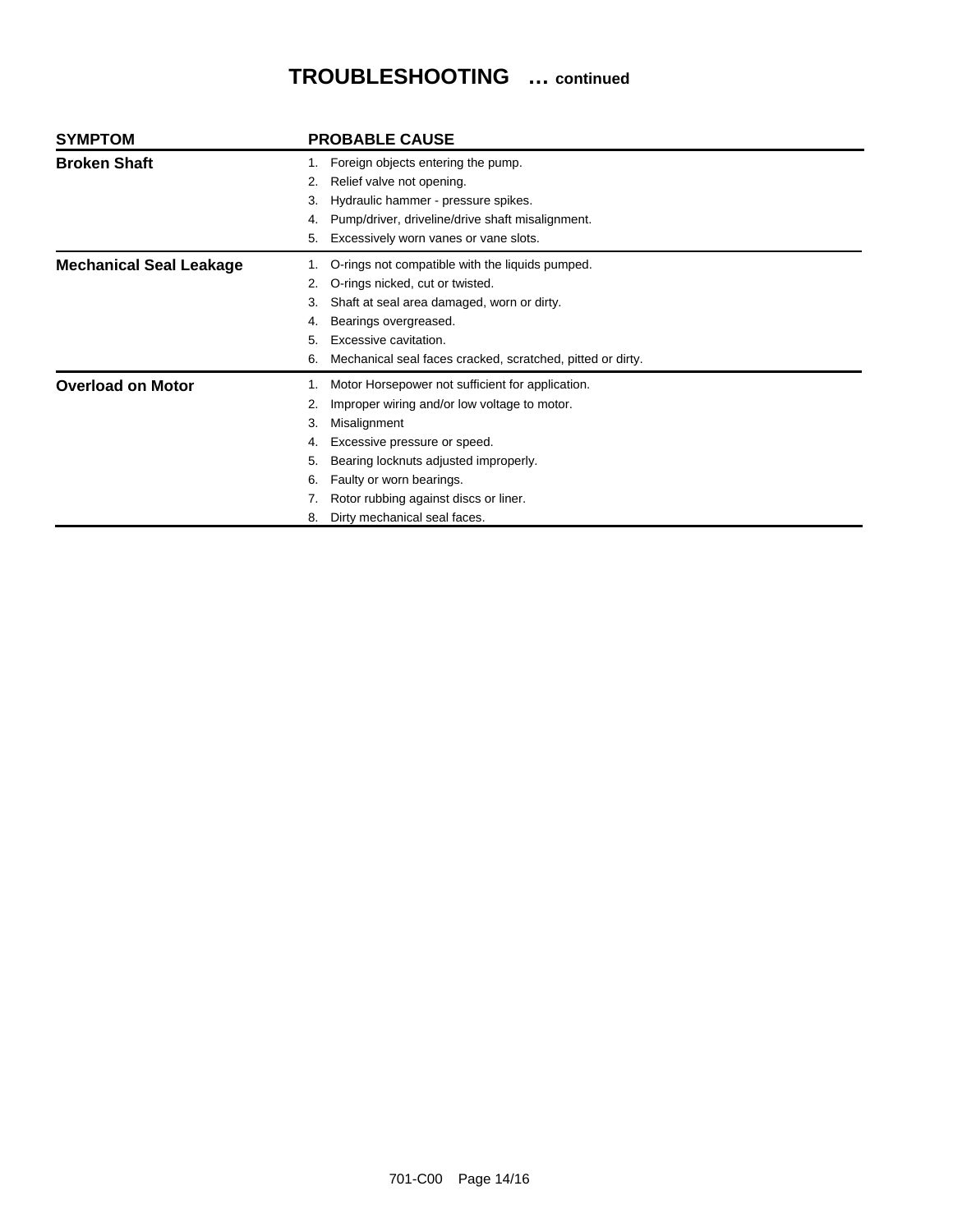# TROUBLESHOOTING … continued

| SYMPTOM | PROBABLE CAUSE |
|---|---|
| **Broken Shaft** | 1. Foreign objects entering the pump. |
| | 2. Relief valve not opening. |
| | 3. Hydraulic hammer - pressure spikes. |
| | 4. Pump/driver, driveline/drive shaft misalignment. |
| | 5. Excessively worn vanes or vane slots. |
| **Mechanical Seal Leakage** | 1. O-rings not compatible with the liquids pumped. |
| | 2. O-rings nicked, cut or twisted. |
| | 3. Shaft at seal area damaged, worn or dirty. |
| | 4. Bearings overgreased. |
| | 5. Excessive cavitation. |
| | 6. Mechanical seal faces cracked, scratched, pitted or dirty. |
| **Overload on Motor** | 1. Motor Horsepower not sufficient for application. |
| | 2. Improper wiring and/or low voltage to motor. |
| | 3. Misalignment |
| | 4. Excessive pressure or speed. |
| | 5. Bearing locknuts adjusted improperly. |
| | 6. Faulty or worn bearings. |
| | 7. Rotor rubbing against discs or liner. |
| | 8. Dirty mechanical seal faces. |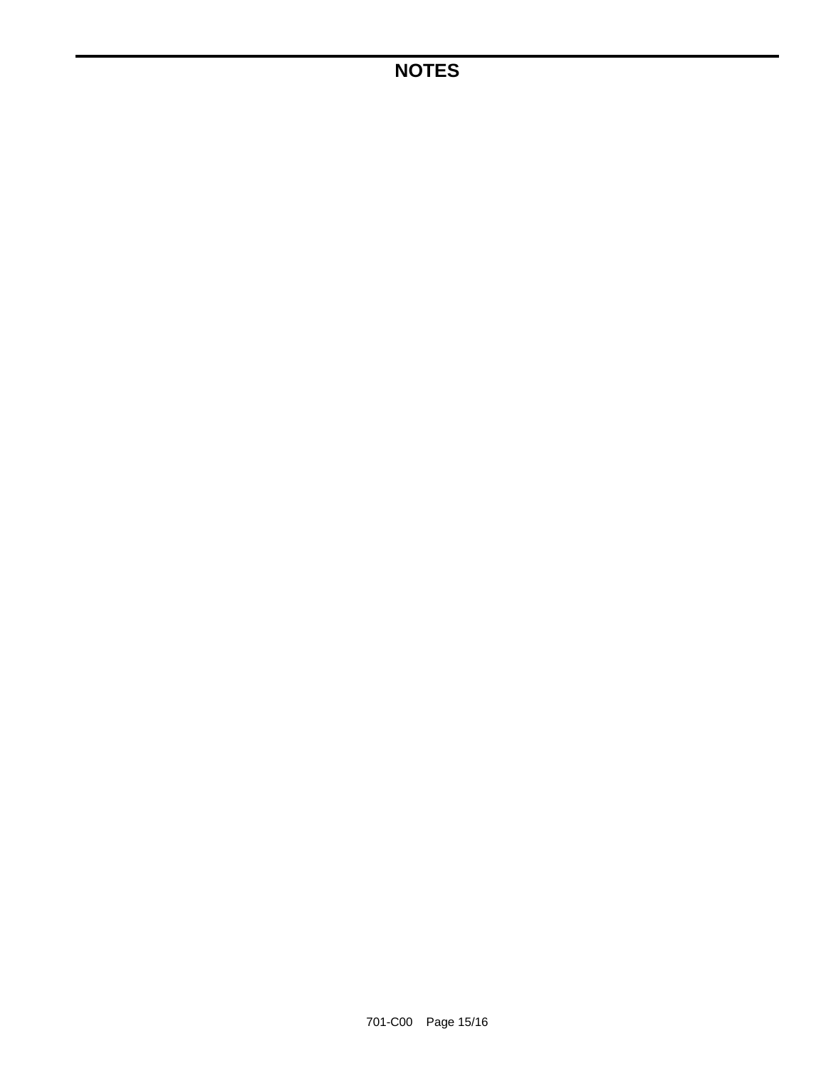# NOTES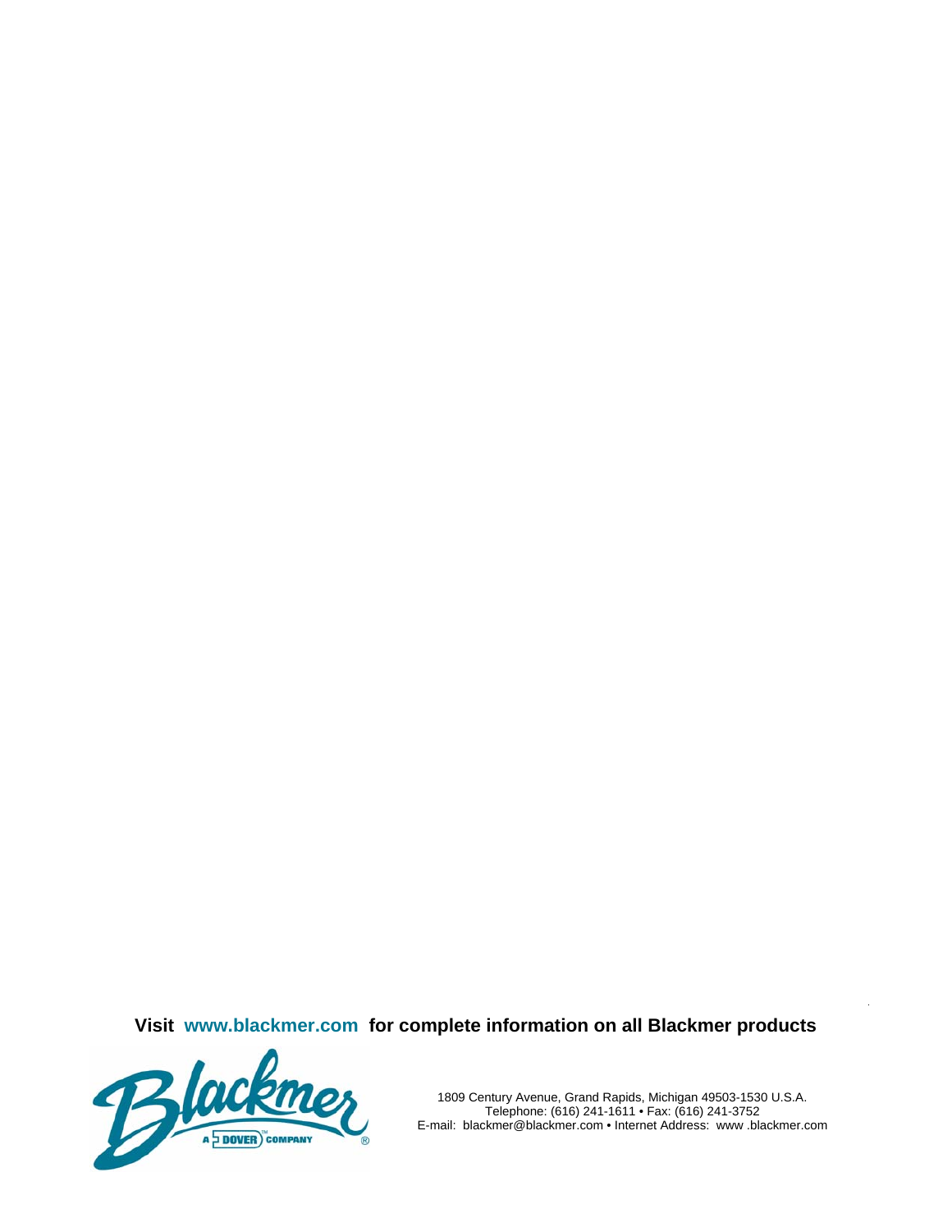**Visit www.blackmer.com for complete information on all Blackmer products**

Blackmer

A DOVER COMPANY

1809 Century Avenue, Grand Rapids, Michigan 49503-1530 U.S.A.
Telephone: (616) 241-1611 • Fax: (616) 241-3752
E-mail: blackmer@blackmer.com • Internet Address: www .blackmer.com